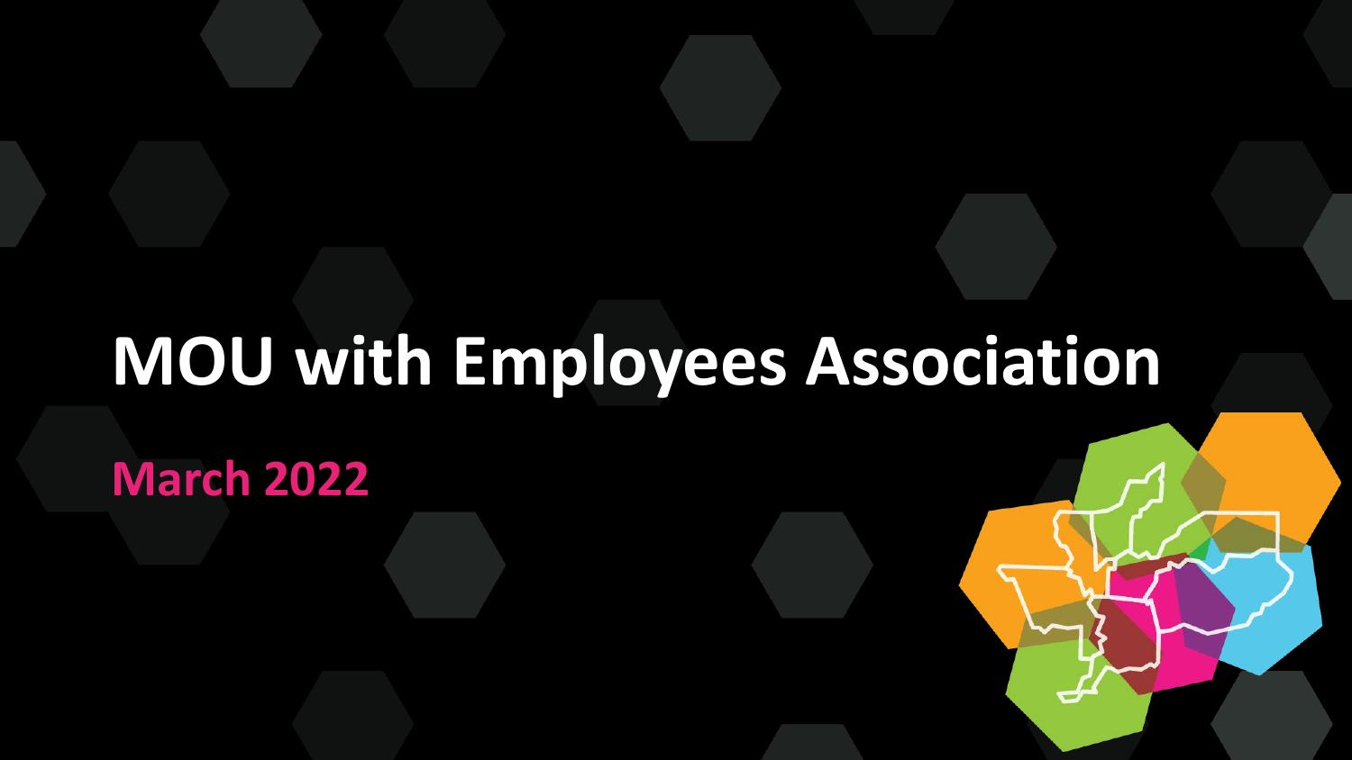# MOU with Employees Association

## March 2022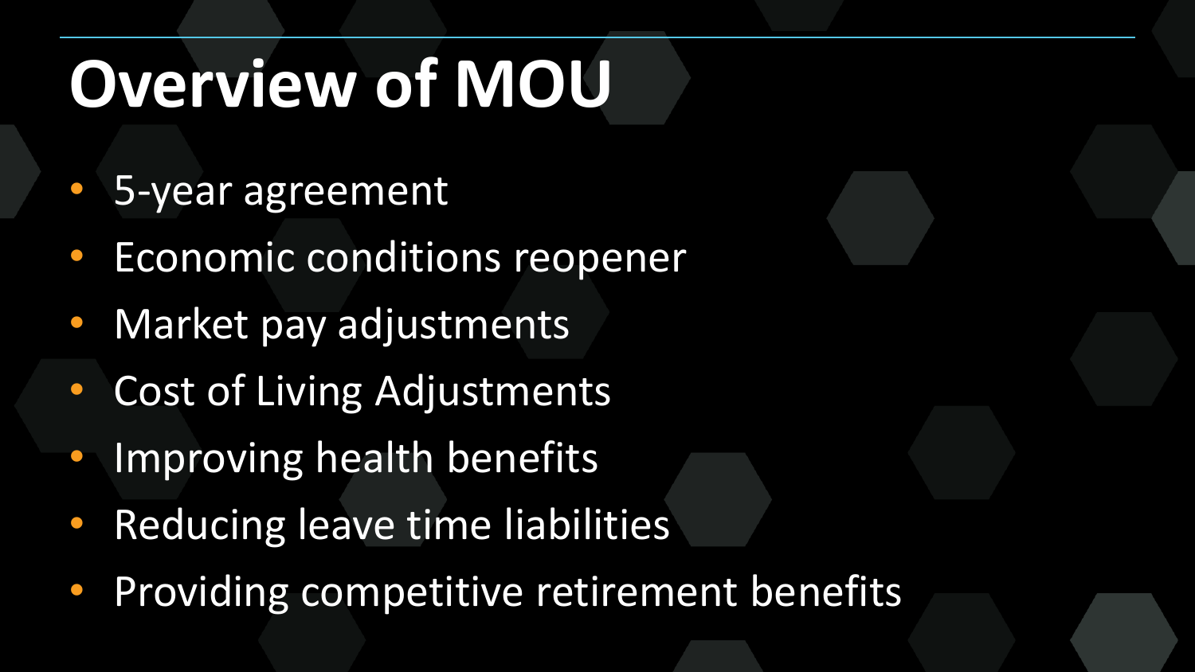# Overview of MOU

- 5-year agreement
- Economic conditions reopener
- Market pay adjustments
- Cost of Living Adjustments
- Improving health benefits
- Reducing leave time liabilities
- Providing competitive retirement benefits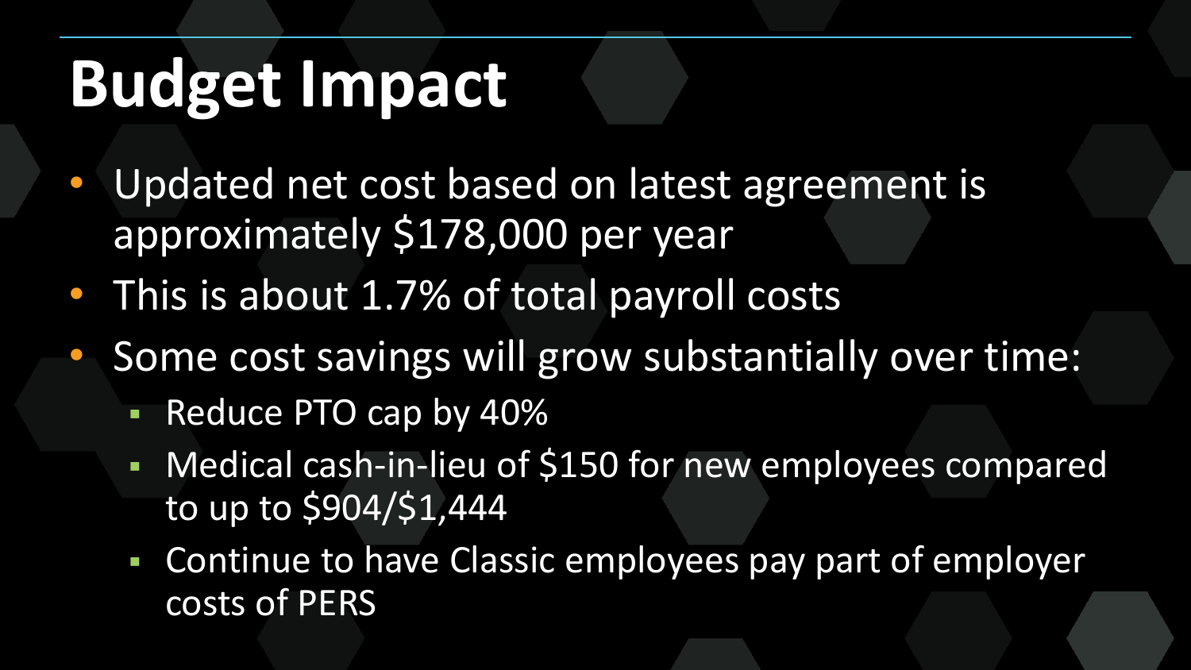# Budget Impact

- Updated net cost based on latest agreement is approximately $178,000 per year
- This is about 1.7% of total payroll costs
- Some cost savings will grow substantially over time:
  - Reduce PTO cap by 40%
  - Medical cash-in-lieu of $150 for new employees compared to up to $904/$1,444
  - Continue to have Classic employees pay part of employer costs of PERS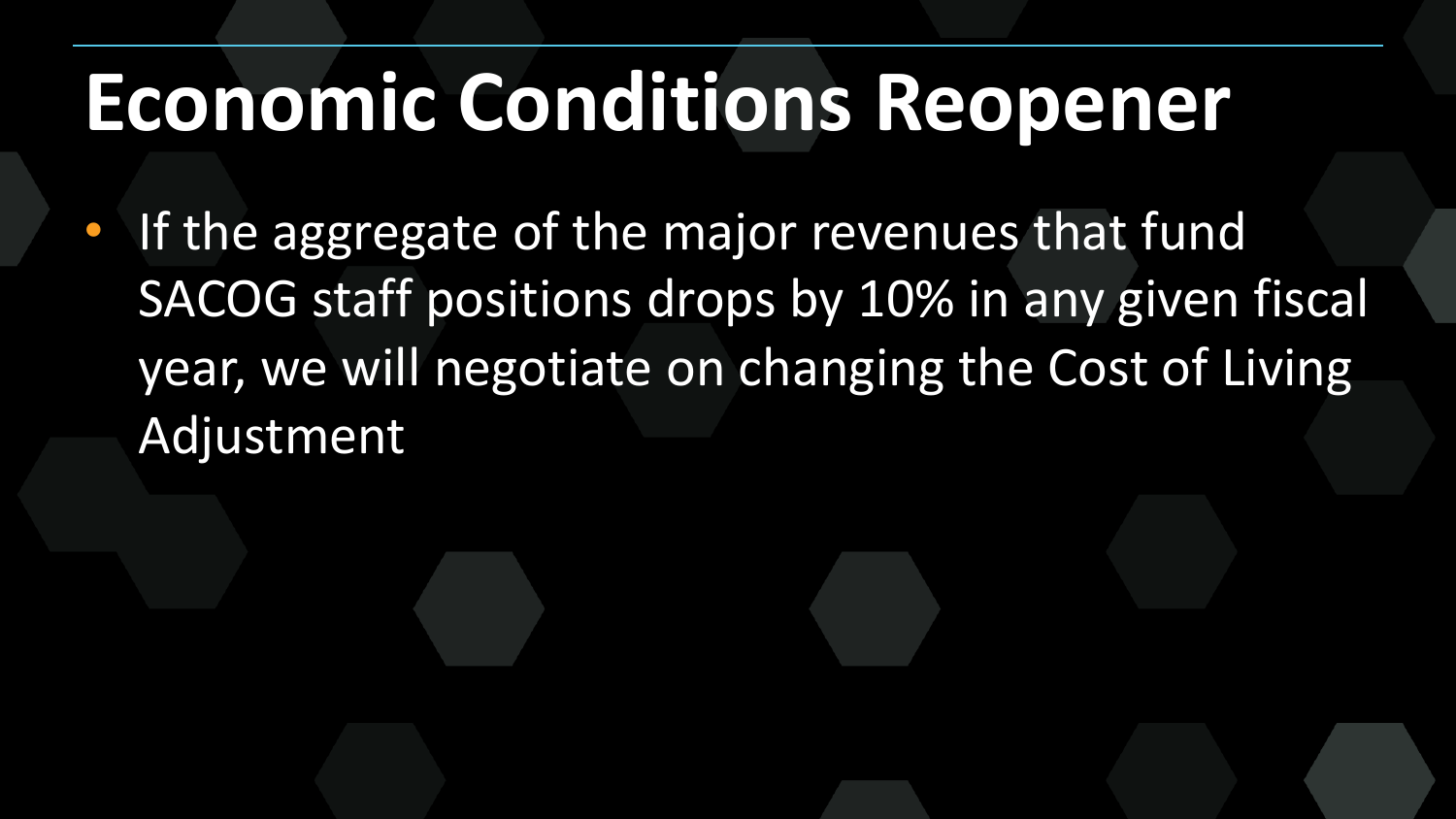# Economic Conditions Reopener

- If the aggregate of the major revenues that fund SACOG staff positions drops by 10% in any given fiscal year, we will negotiate on changing the Cost of Living Adjustment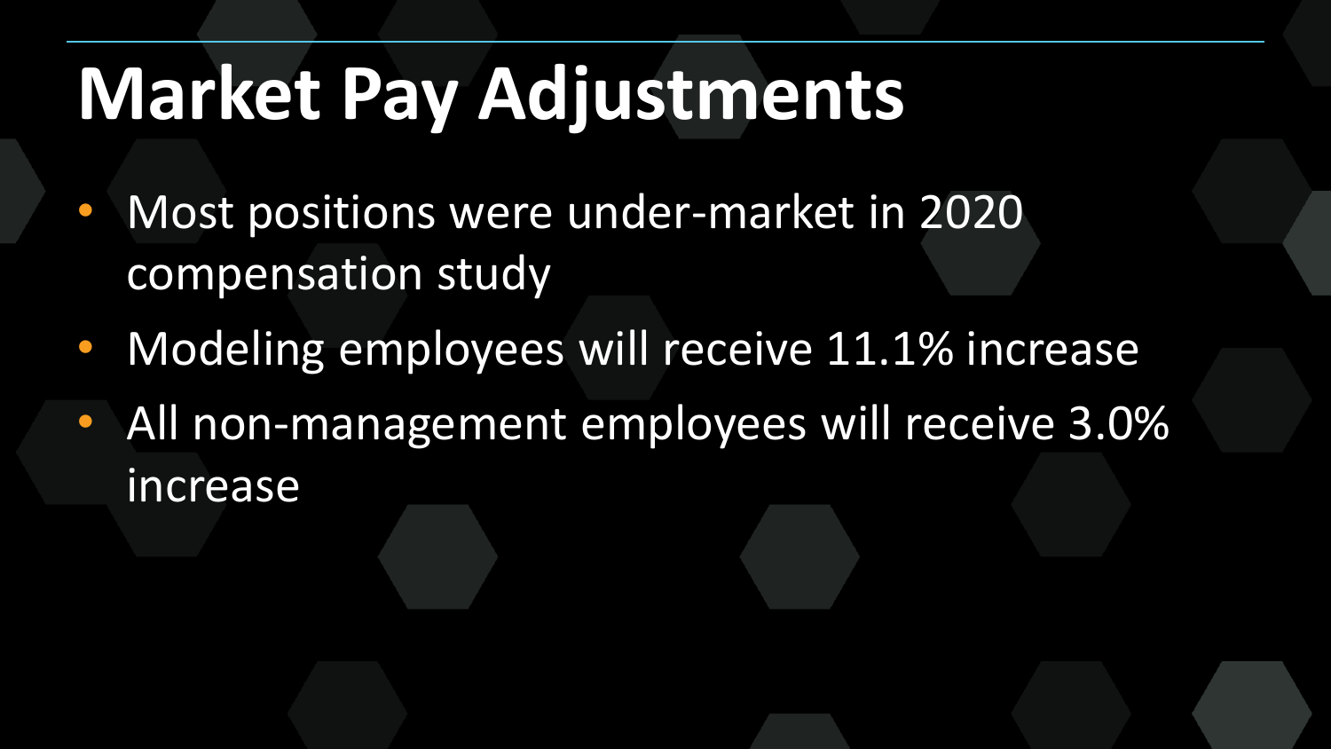# Market Pay Adjustments

- Most positions were under-market in 2020 compensation study
- Modeling employees will receive 11.1% increase
- All non-management employees will receive 3.0% increase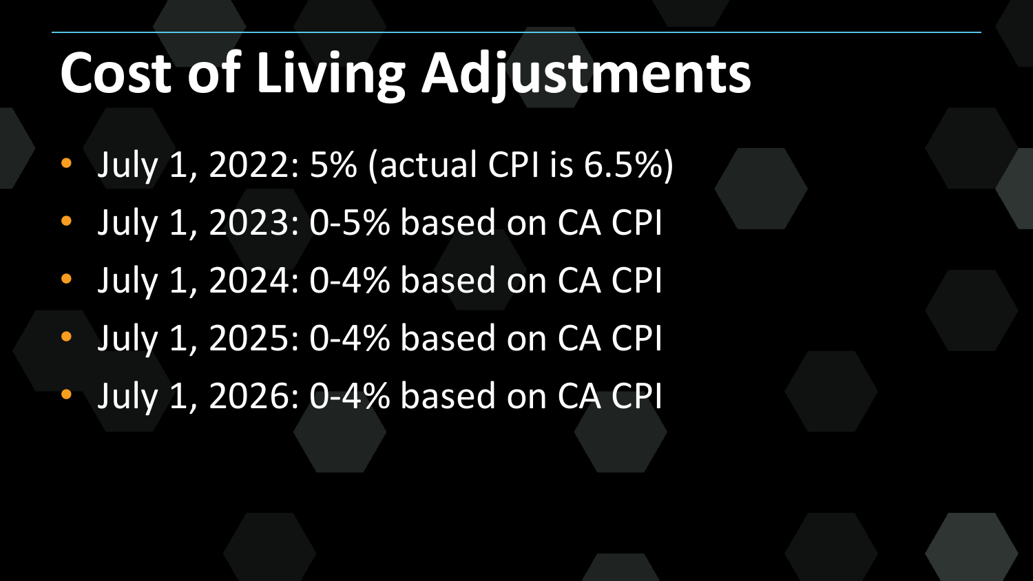# Cost of Living Adjustments

- July 1, 2022: 5% (actual CPI is 6.5%)
- July 1, 2023: 0-5% based on CA CPI
- July 1, 2024: 0-4% based on CA CPI
- July 1, 2025: 0-4% based on CA CPI
- July 1, 2026: 0-4% based on CA CPI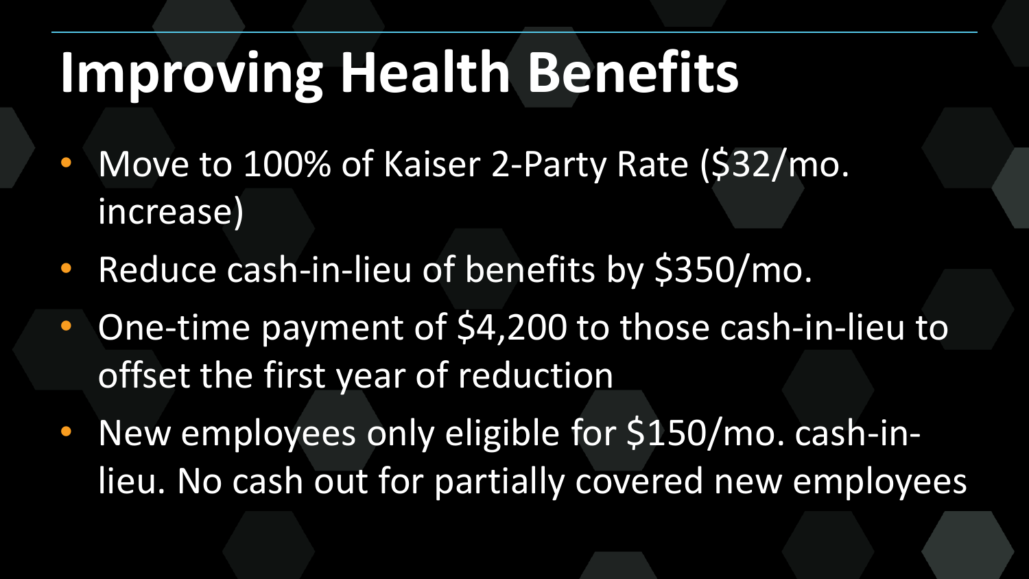# Improving Health Benefits

- Move to 100% of Kaiser 2-Party Rate ($32/mo. increase)
- Reduce cash-in-lieu of benefits by $350/mo.
- One-time payment of $4,200 to those cash-in-lieu to offset the first year of reduction
- New employees only eligible for $150/mo. cash-in-lieu. No cash out for partially covered new employees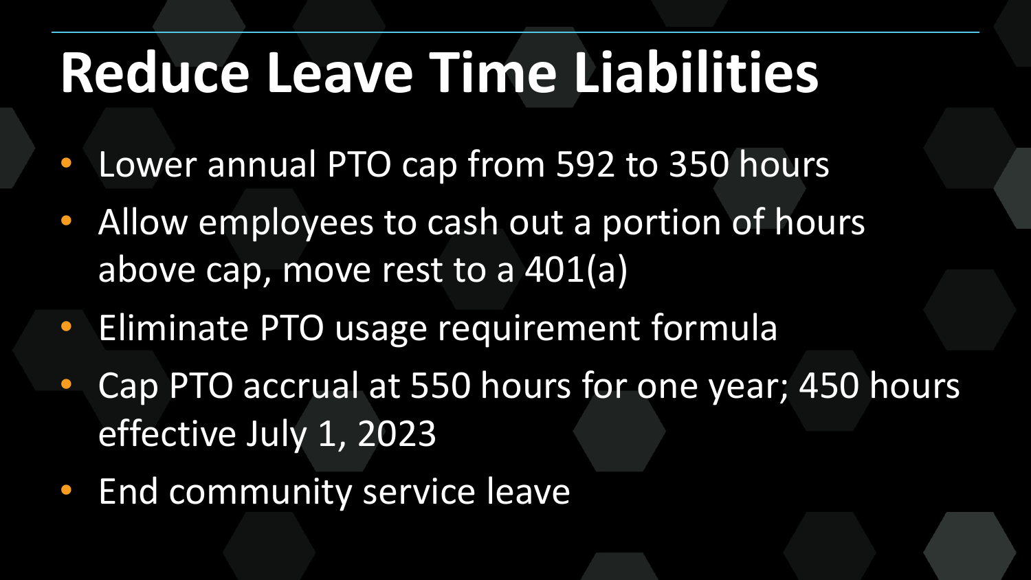# Reduce Leave Time Liabilities

- Lower annual PTO cap from 592 to 350 hours
- Allow employees to cash out a portion of hours above cap, move rest to a 401(a)
- Eliminate PTO usage requirement formula
- Cap PTO accrual at 550 hours for one year; 450 hours effective July 1, 2023
- End community service leave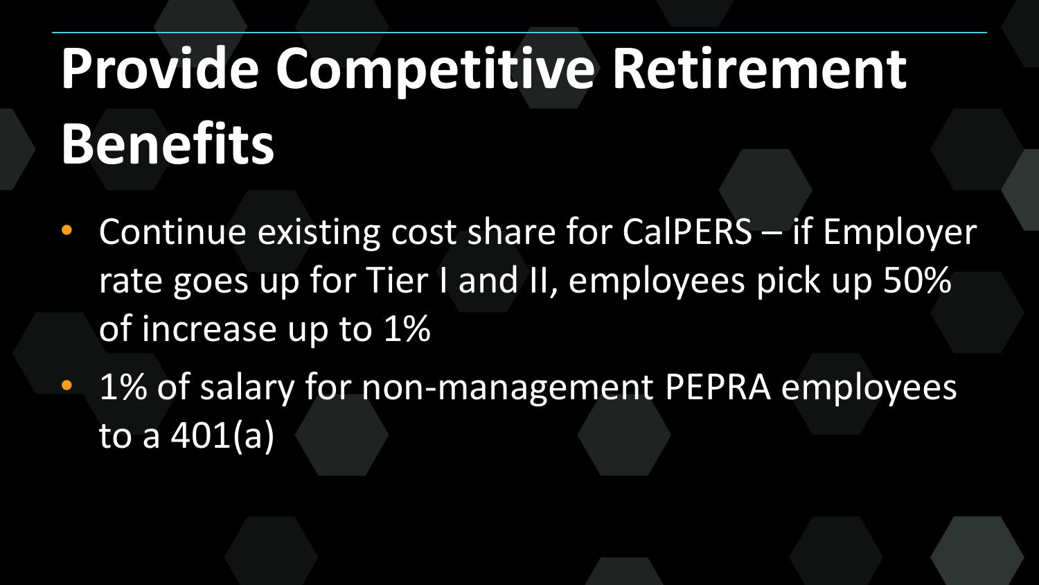# Provide Competitive Retirement Benefits

- Continue existing cost share for CalPERS – if Employer rate goes up for Tier I and II, employees pick up 50% of increase up to 1%
- 1% of salary for non-management PEPRA employees to a 401(a)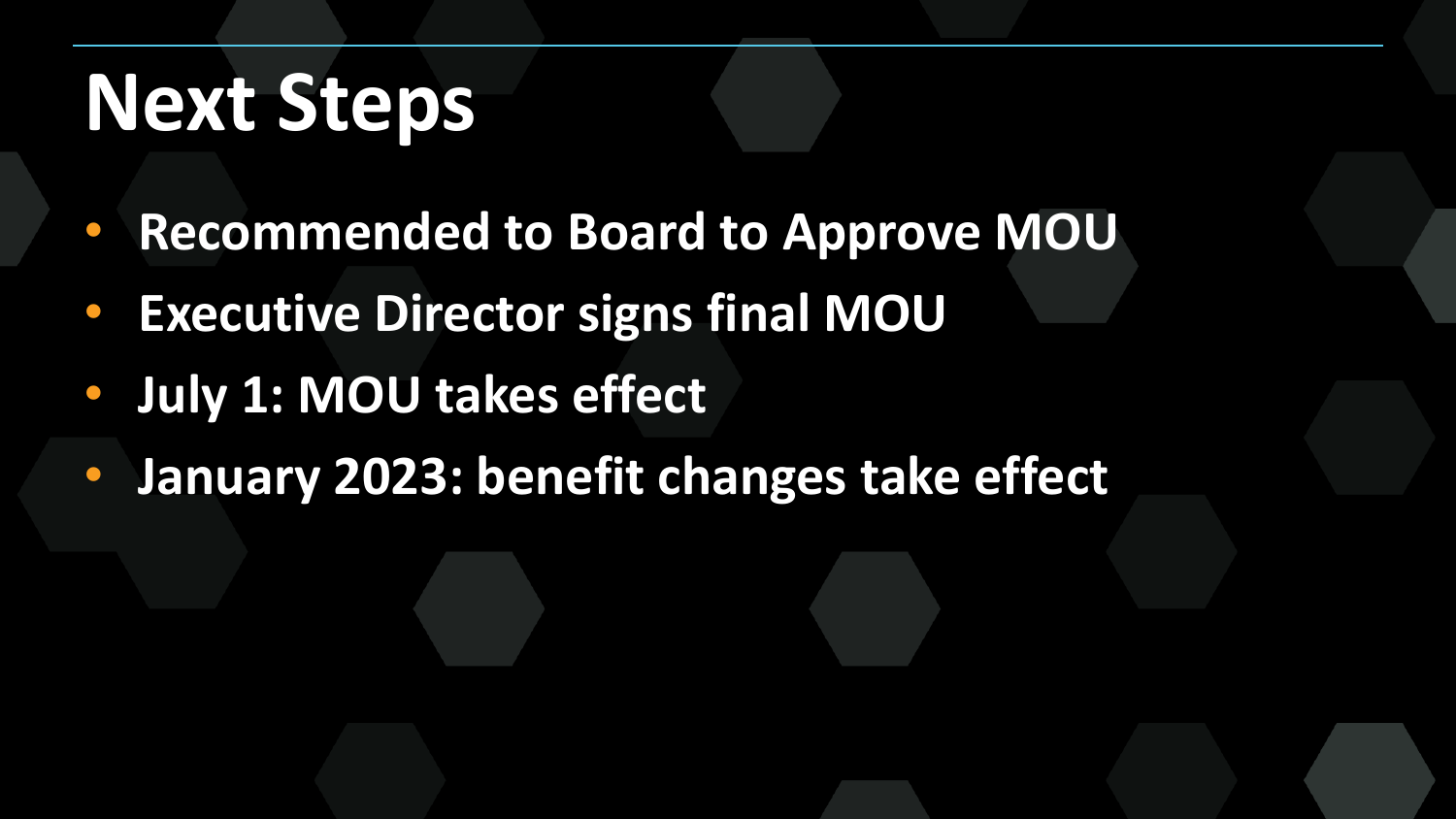# Next Steps

- **Recommended to Board to Approve MOU**
- **Executive Director signs final MOU**
- **July 1: MOU takes effect**
- **January 2023: benefit changes take effect**